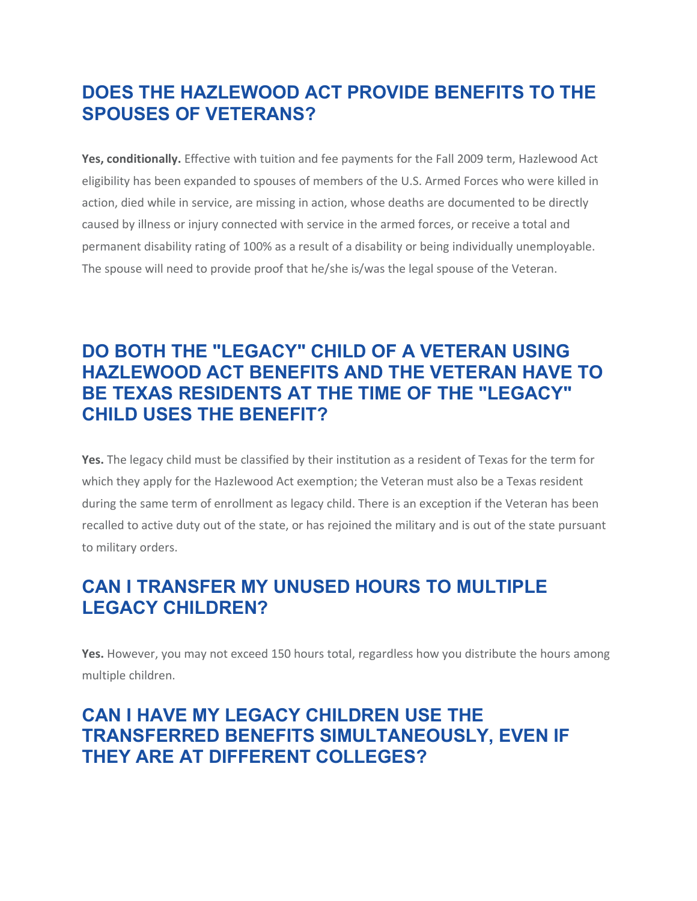## DOES THE HAZLEWOOD ACT PROVIDE BENEFITS TO THE SPOUSES OF VETERANS?

**Yes, conditionally.** Effective with tuition and fee payments for the Fall 2009 term, Hazlewood Act eligibility has been expanded to spouses of members of the U.S. Armed Forces who were killed in action, died while in service, are missing in action, whose deaths are documented to be directly caused by illness or injury connected with service in the armed forces, or receive a total and permanent disability rating of 100% as a result of a disability or being individually unemployable. The spouse will need to provide proof that he/she is/was the legal spouse of the Veteran.

## DO BOTH THE "LEGACY" CHILD OF A VETERAN USING HAZLEWOOD ACT BENEFITS AND THE VETERAN HAVE TO BE TEXAS RESIDENTS AT THE TIME OF THE "LEGACY" CHILD USES THE BENEFIT?

**Yes.** The legacy child must be classified by their institution as a resident of Texas for the term for which they apply for the Hazlewood Act exemption; the Veteran must also be a Texas resident during the same term of enrollment as legacy child. There is an exception if the Veteran has been recalled to active duty out of the state, or has rejoined the military and is out of the state pursuant to military orders.

## CAN I TRANSFER MY UNUSED HOURS TO MULTIPLE LEGACY CHILDREN?

**Yes.** However, you may not exceed 150 hours total, regardless how you distribute the hours among multiple children.

## CAN I HAVE MY LEGACY CHILDREN USE THE TRANSFERRED BENEFITS SIMULTANEOUSLY, EVEN IF THEY ARE AT DIFFERENT COLLEGES?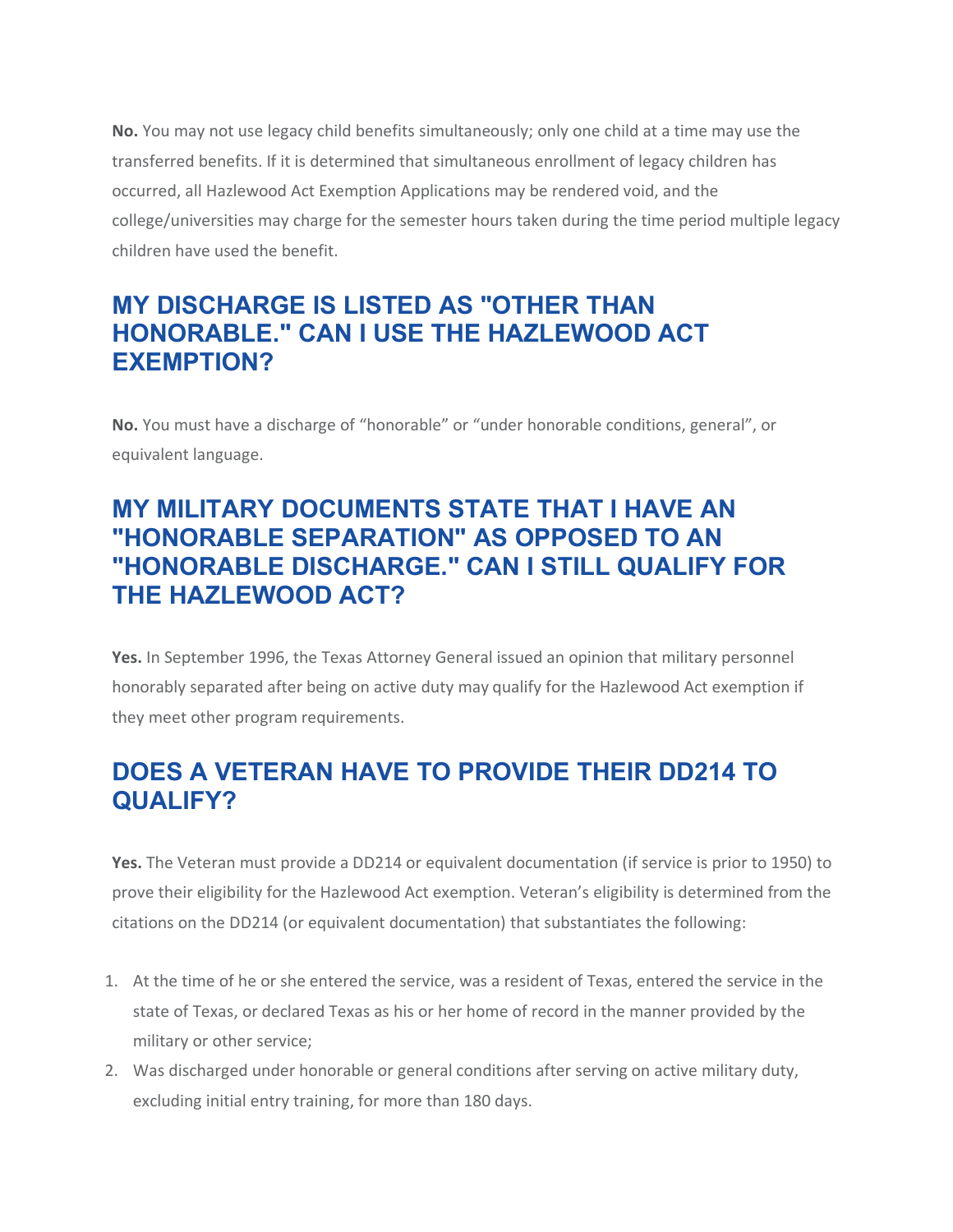**No.** You may not use legacy child benefits simultaneously; only one child at a time may use the transferred benefits. If it is determined that simultaneous enrollment of legacy children has occurred, all Hazlewood Act Exemption Applications may be rendered void, and the college/universities may charge for the semester hours taken during the time period multiple legacy children have used the benefit.

## MY DISCHARGE IS LISTED AS "OTHER THAN HONORABLE." CAN I USE THE HAZLEWOOD ACT EXEMPTION?

**No.** You must have a discharge of "honorable" or "under honorable conditions, general", or equivalent language.

## MY MILITARY DOCUMENTS STATE THAT I HAVE AN "HONORABLE SEPARATION" AS OPPOSED TO AN "HONORABLE DISCHARGE." CAN I STILL QUALIFY FOR THE HAZLEWOOD ACT?

**Yes.** In September 1996, the Texas Attorney General issued an opinion that military personnel honorably separated after being on active duty may qualify for the Hazlewood Act exemption if they meet other program requirements.

## DOES A VETERAN HAVE TO PROVIDE THEIR DD214 TO QUALIFY?

**Yes.** The Veteran must provide a DD214 or equivalent documentation (if service is prior to 1950) to prove their eligibility for the Hazlewood Act exemption. Veteran's eligibility is determined from the citations on the DD214 (or equivalent documentation) that substantiates the following:

1. At the time of he or she entered the service, was a resident of Texas, entered the service in the state of Texas, or declared Texas as his or her home of record in the manner provided by the military or other service;
2. Was discharged under honorable or general conditions after serving on active military duty, excluding initial entry training, for more than 180 days.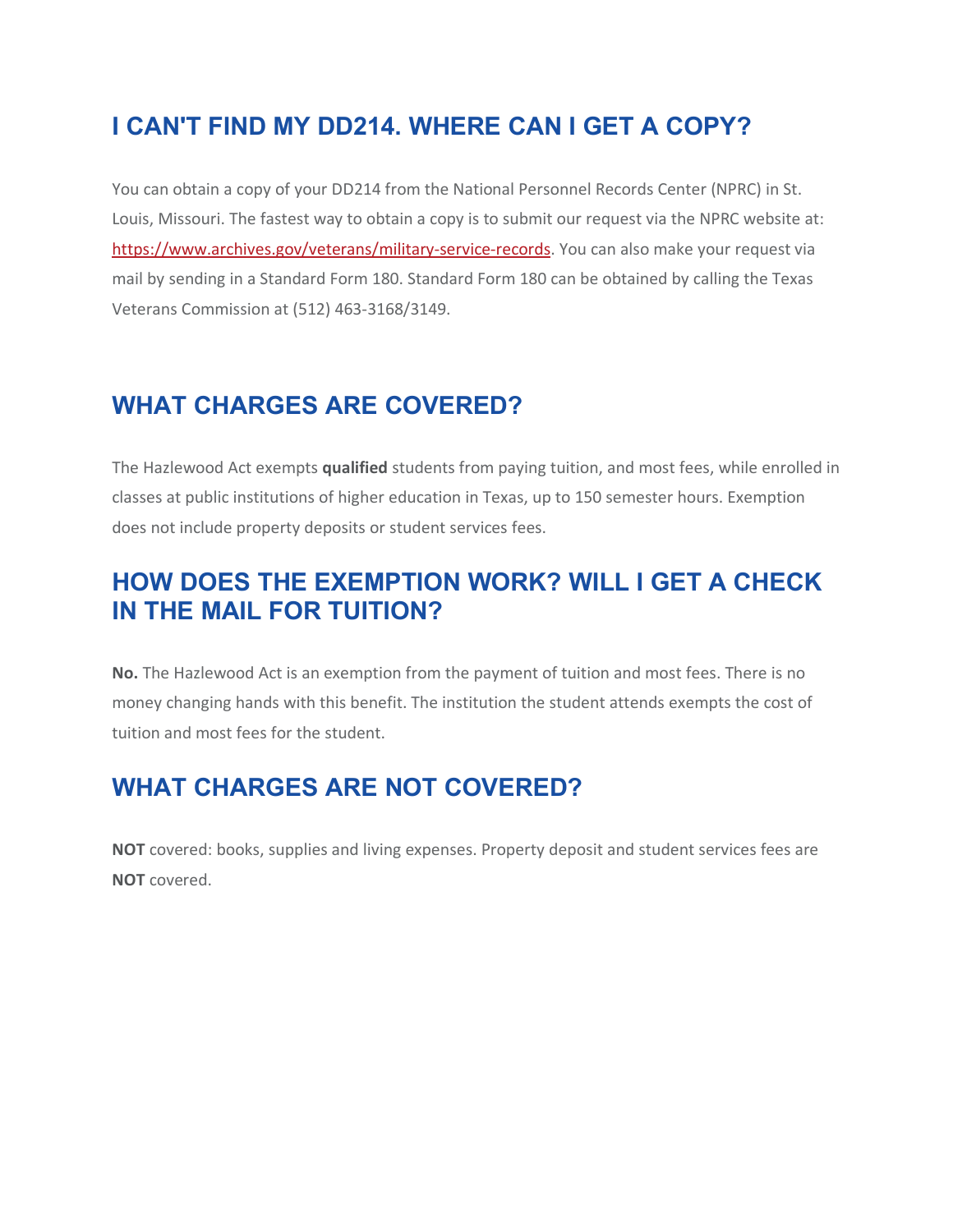## I CAN'T FIND MY DD214. WHERE CAN I GET A COPY?

You can obtain a copy of your DD214 from the National Personnel Records Center (NPRC) in St. Louis, Missouri. The fastest way to obtain a copy is to submit our request via the NPRC website at: https://www.archives.gov/veterans/military-service-records. You can also make your request via mail by sending in a Standard Form 180. Standard Form 180 can be obtained by calling the Texas Veterans Commission at (512) 463-3168/3149.

## WHAT CHARGES ARE COVERED?

The Hazlewood Act exempts **qualified** students from paying tuition, and most fees, while enrolled in classes at public institutions of higher education in Texas, up to 150 semester hours. Exemption does not include property deposits or student services fees.

## HOW DOES THE EXEMPTION WORK? WILL I GET A CHECK IN THE MAIL FOR TUITION?

**No.** The Hazlewood Act is an exemption from the payment of tuition and most fees. There is no money changing hands with this benefit. The institution the student attends exempts the cost of tuition and most fees for the student.

## WHAT CHARGES ARE NOT COVERED?

**NOT** covered: books, supplies and living expenses. Property deposit and student services fees are **NOT** covered.